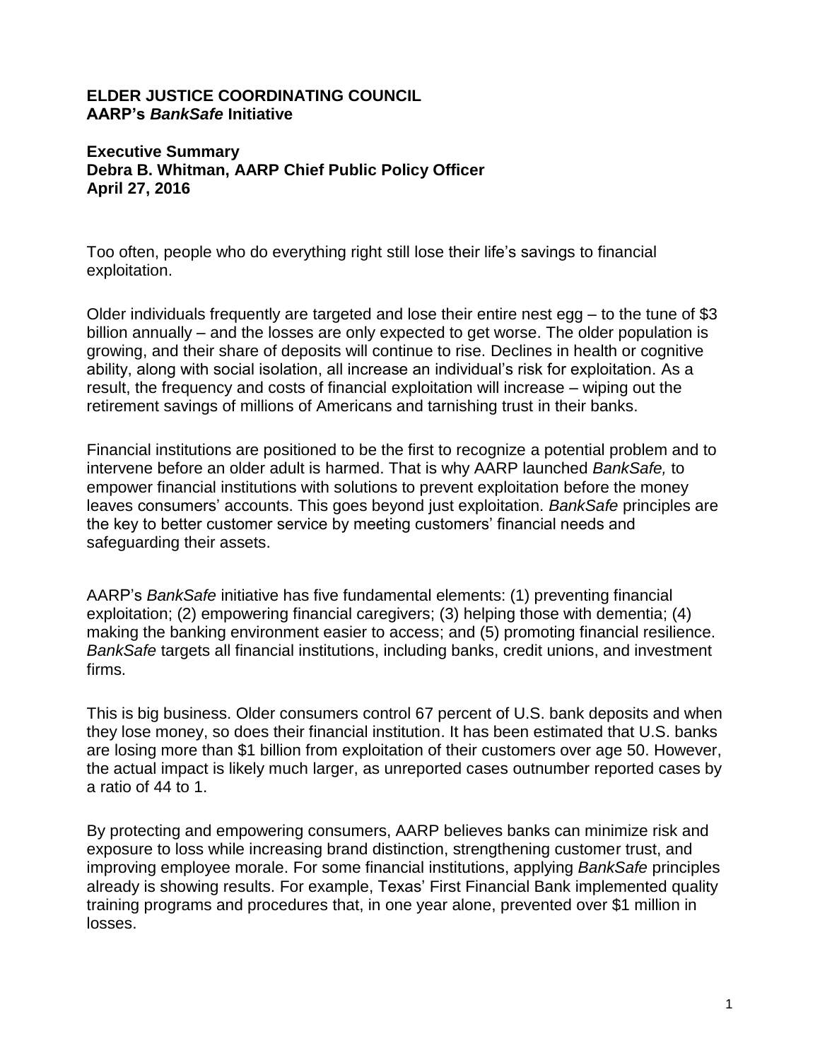**ELDER JUSTICE COORDINATING COUNCIL**
**AARP's *BankSafe* Initiative**

**Executive Summary**
**Debra B. Whitman, AARP Chief Public Policy Officer**
**April 27, 2016**

Too often, people who do everything right still lose their life's savings to financial exploitation.

Older individuals frequently are targeted and lose their entire nest egg – to the tune of $3 billion annually – and the losses are only expected to get worse. The older population is growing, and their share of deposits will continue to rise. Declines in health or cognitive ability, along with social isolation, all increase an individual's risk for exploitation. As a result, the frequency and costs of financial exploitation will increase – wiping out the retirement savings of millions of Americans and tarnishing trust in their banks.

Financial institutions are positioned to be the first to recognize a potential problem and to intervene before an older adult is harmed. That is why AARP launched *BankSafe,* to empower financial institutions with solutions to prevent exploitation before the money leaves consumers' accounts. This goes beyond just exploitation. *BankSafe* principles are the key to better customer service by meeting customers' financial needs and safeguarding their assets.

AARP's *BankSafe* initiative has five fundamental elements: (1) preventing financial exploitation; (2) empowering financial caregivers; (3) helping those with dementia; (4) making the banking environment easier to access; and (5) promoting financial resilience. *BankSafe* targets all financial institutions, including banks, credit unions, and investment firms.

This is big business. Older consumers control 67 percent of U.S. bank deposits and when they lose money, so does their financial institution. It has been estimated that U.S. banks are losing more than $1 billion from exploitation of their customers over age 50. However, the actual impact is likely much larger, as unreported cases outnumber reported cases by a ratio of 44 to 1.

By protecting and empowering consumers, AARP believes banks can minimize risk and exposure to loss while increasing brand distinction, strengthening customer trust, and improving employee morale. For some financial institutions, applying *BankSafe* principles already is showing results. For example, Texas' First Financial Bank implemented quality training programs and procedures that, in one year alone, prevented over $1 million in losses.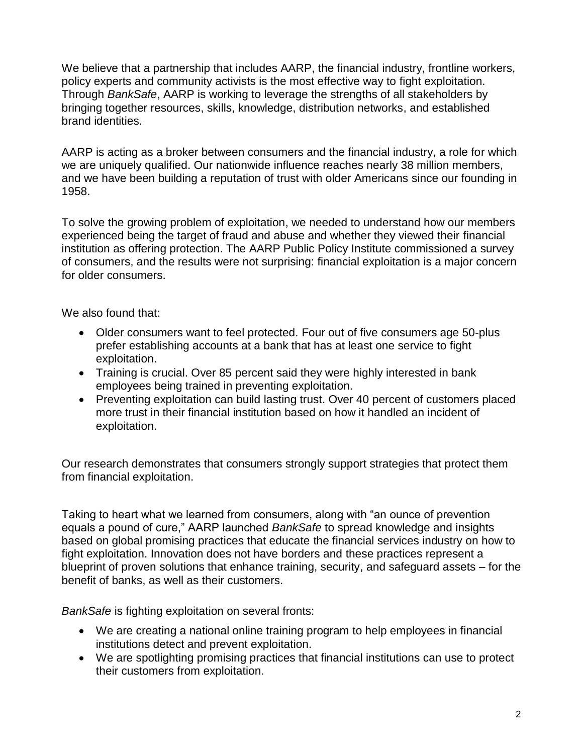We believe that a partnership that includes AARP, the financial industry, frontline workers, policy experts and community activists is the most effective way to fight exploitation. Through *BankSafe*, AARP is working to leverage the strengths of all stakeholders by bringing together resources, skills, knowledge, distribution networks, and established brand identities.

AARP is acting as a broker between consumers and the financial industry, a role for which we are uniquely qualified. Our nationwide influence reaches nearly 38 million members, and we have been building a reputation of trust with older Americans since our founding in 1958.

To solve the growing problem of exploitation, we needed to understand how our members experienced being the target of fraud and abuse and whether they viewed their financial institution as offering protection. The AARP Public Policy Institute commissioned a survey of consumers, and the results were not surprising: financial exploitation is a major concern for older consumers.

We also found that:

- Older consumers want to feel protected. Four out of five consumers age 50-plus prefer establishing accounts at a bank that has at least one service to fight exploitation.
- Training is crucial. Over 85 percent said they were highly interested in bank employees being trained in preventing exploitation.
- Preventing exploitation can build lasting trust. Over 40 percent of customers placed more trust in their financial institution based on how it handled an incident of exploitation.

Our research demonstrates that consumers strongly support strategies that protect them from financial exploitation.

Taking to heart what we learned from consumers, along with "an ounce of prevention equals a pound of cure," AARP launched *BankSafe* to spread knowledge and insights based on global promising practices that educate the financial services industry on how to fight exploitation. Innovation does not have borders and these practices represent a blueprint of proven solutions that enhance training, security, and safeguard assets – for the benefit of banks, as well as their customers.

*BankSafe* is fighting exploitation on several fronts:

- We are creating a national online training program to help employees in financial institutions detect and prevent exploitation.
- We are spotlighting promising practices that financial institutions can use to protect their customers from exploitation.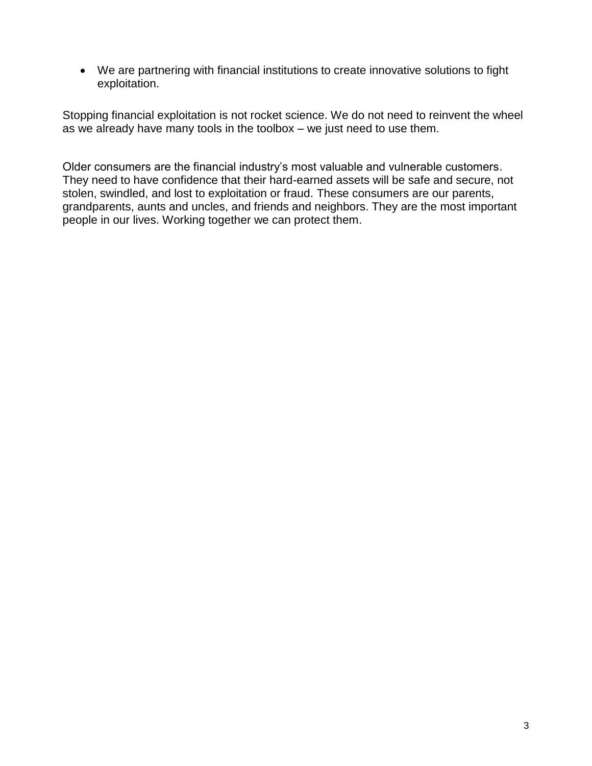- We are partnering with financial institutions to create innovative solutions to fight exploitation.

Stopping financial exploitation is not rocket science. We do not need to reinvent the wheel as we already have many tools in the toolbox – we just need to use them.

Older consumers are the financial industry's most valuable and vulnerable customers. They need to have confidence that their hard-earned assets will be safe and secure, not stolen, swindled, and lost to exploitation or fraud. These consumers are our parents, grandparents, aunts and uncles, and friends and neighbors. They are the most important people in our lives. Working together we can protect them.